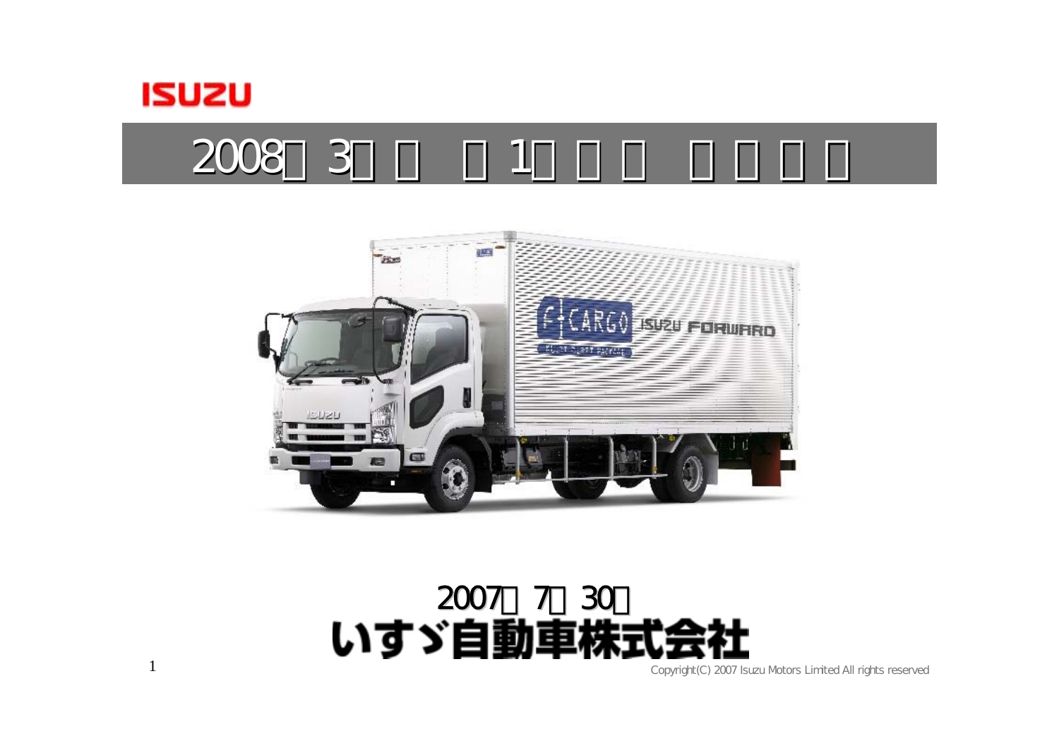ISUZU

# 2008年3月期 第1四半期 決算説明会

2007年7月30日

いすゞ自動車株式会社

Copyright(C) 2007 Isuzu Motors Limited All rights reserved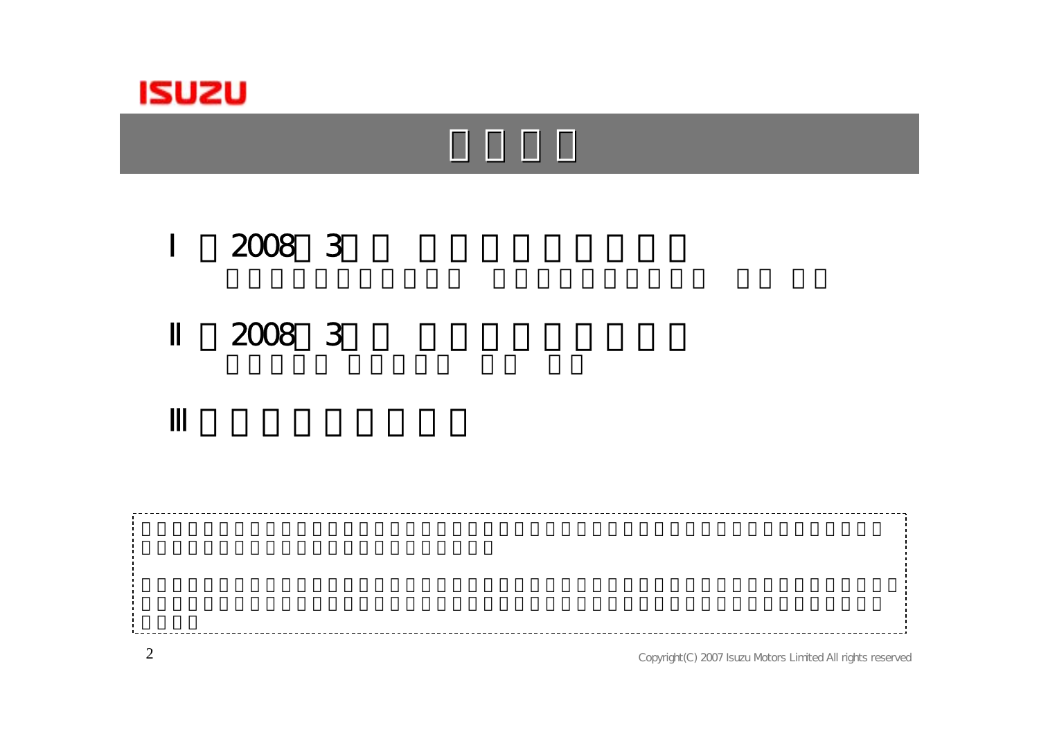ISUZU

# 

## Ⅰ 2008 3

## Ⅱ 2008 3

## Ⅲ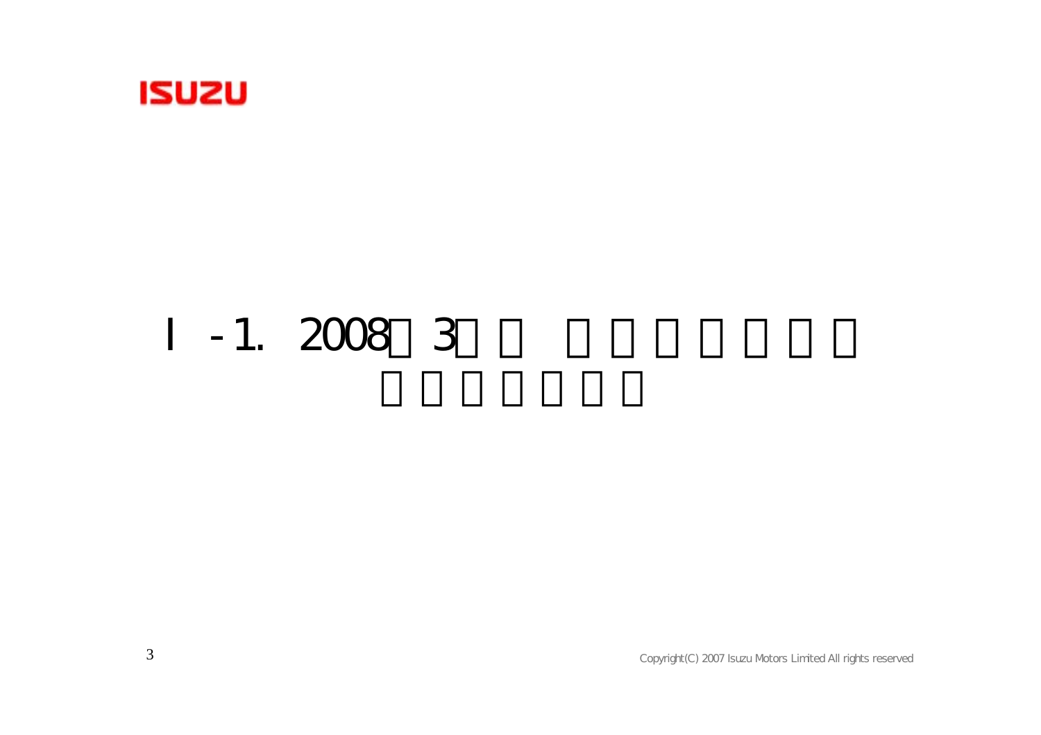# Ⅰ-1. 2008 3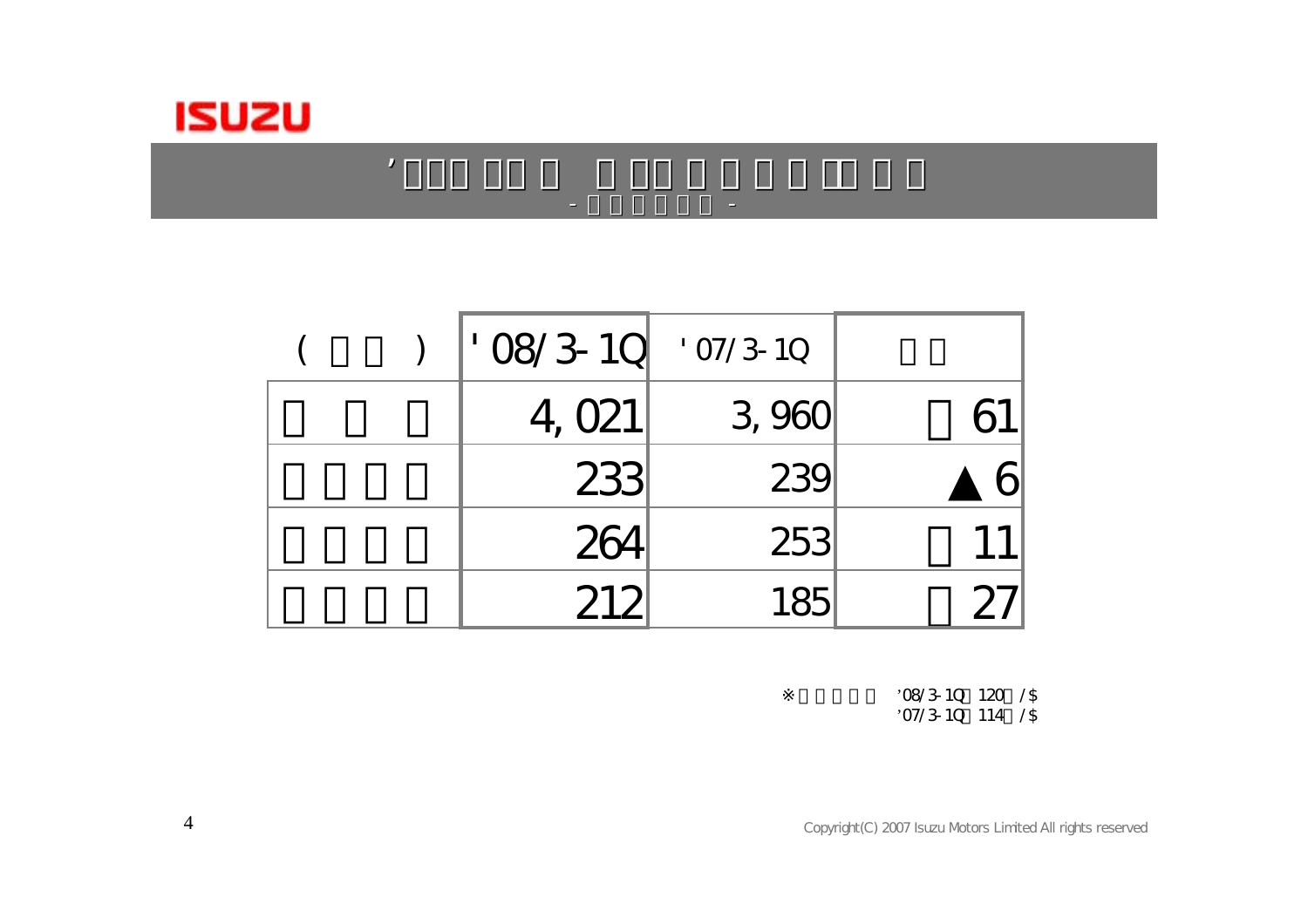| ( ) | '08/3-1Q | '07/3-1Q | |
|---|---|---|---|
| | 4,021 | 3,960 | 61 |
| | 233 | 239 | ▲6 |
| | 264 | 253 | 11 |
| | 212 | 185 | 27 |

※ '08/3-1Q 120 /$
'07/3-1Q 114 /$

Copyright(C) 2007 Isuzu Motors Limited All rights reserved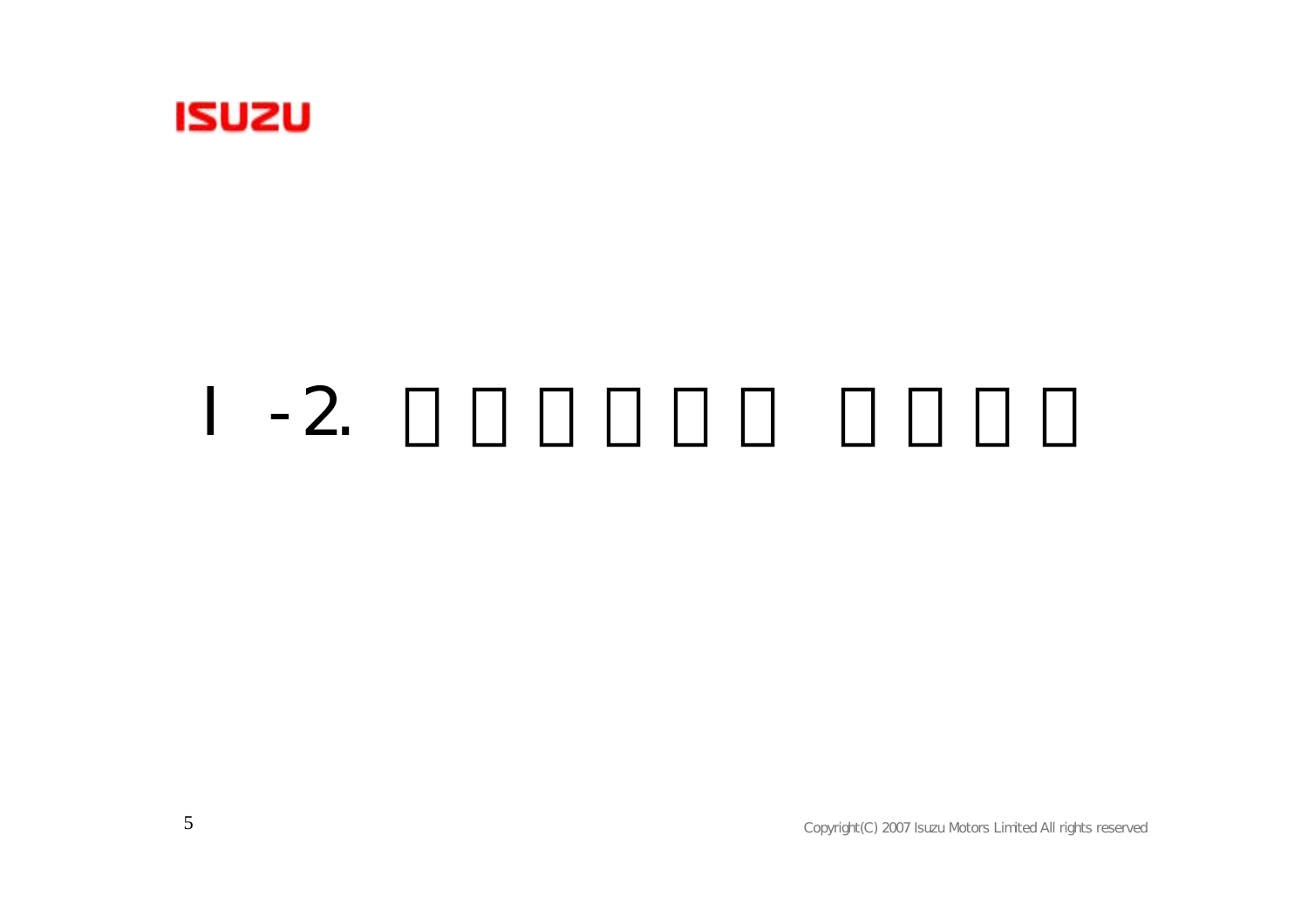# Ⅰ-2.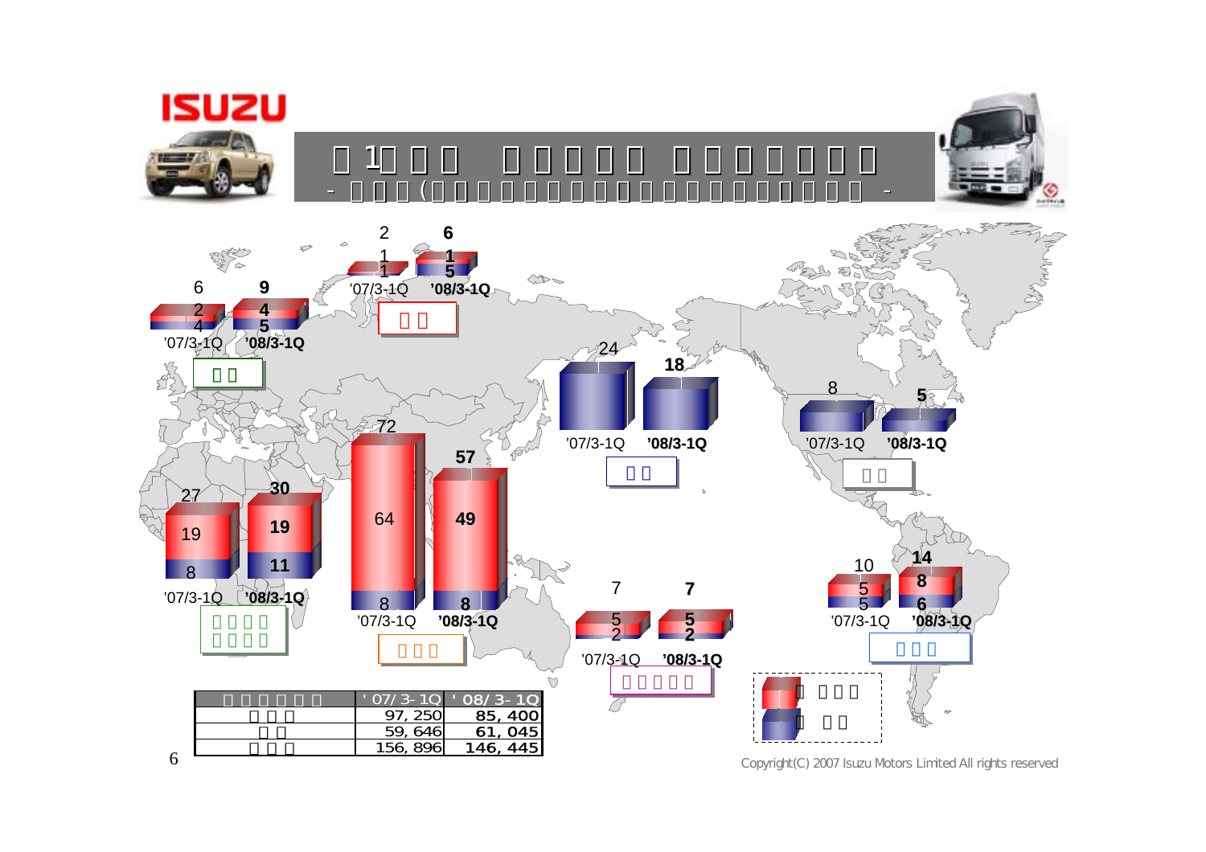# 第1四半期 地域別販売 台数（海外）

\- 海外（□□□□□□□□□□□□□□□□□□□□□□□□□□□□□□□） -

| 地域 | | '07/3-1Q | '08/3-1Q |
|---|---|---|---|
| 欧州 | 合計 | 6 | 9 |
| | □□□ | 2 | 4 |
| | □□ | 4 | 5 |
| □□ | 合計 | 2 | 6 |
| | □□□ | 1 | 1 |
| | □□ | 1 | 5 |
| □□□□□□□□ | 合計 | 27 | 30 |
| | □□□ | 19 | 19 |
| | □□ | 8 | 11 |
| □□□ | 合計 | 72 | 57 |
| | □□□ | 64 | 49 |
| | □□ | 8 | 8 |
| □□ | □□ | 24 | 18 |
| □□ | □□ | 8 | 5 |
| □□□□□ | 合計 | 7 | 7 |
| | □□□ | 5 | 5 |
| | □□ | 2 | 2 |
| □□□ | 合計 | 10 | 14 |
| | □□□ | 5 | 8 |
| | □□ | 5 | 6 |

| □□□□□□ | '07/3-1Q | '08/3-1Q |
|---|---|---|
| □□□ | 97,250 | 85,400 |
| □□ | 59,646 | 61,045 |
| □□□ | 156,896 | 146,445 |

Copyright(C) 2007 Isuzu Motors Limited All rights reserved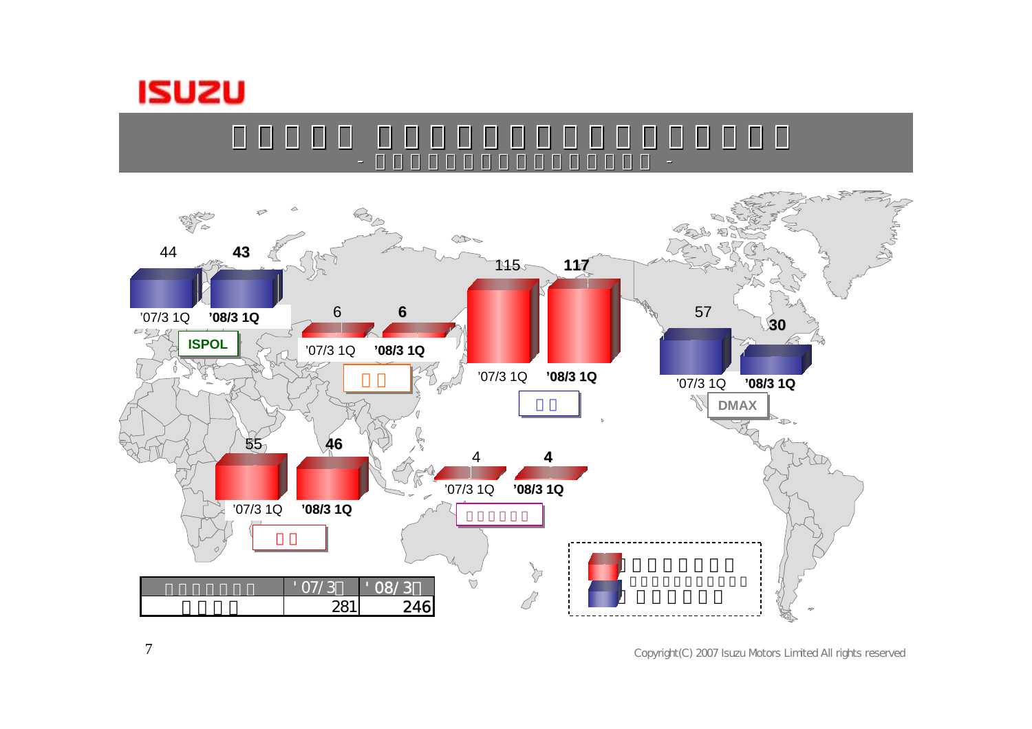# □□□□□ □□□□□□□□□□□□□□□□

- □□□□□□□□□□□□□□□□□□□□ -

| | '07/3 1Q | '08/3 1Q |
|---|---|---|
| ISPOL | 44 | **43** |
| □□ | 6 | **6** |
| □□ | 115 | **117** |
| DMAX | 57 | **30** |
| □□ | 55 | **46** |
| □□□□□□ | 4 | **4** |

| □□□□□□□ | '07/3□ | '08/3□ |
|---|---|---|
| □□□□ | 281 | 246 |

□□□□□□□□ □□□□□□□□□□□□□

□□□□□□□□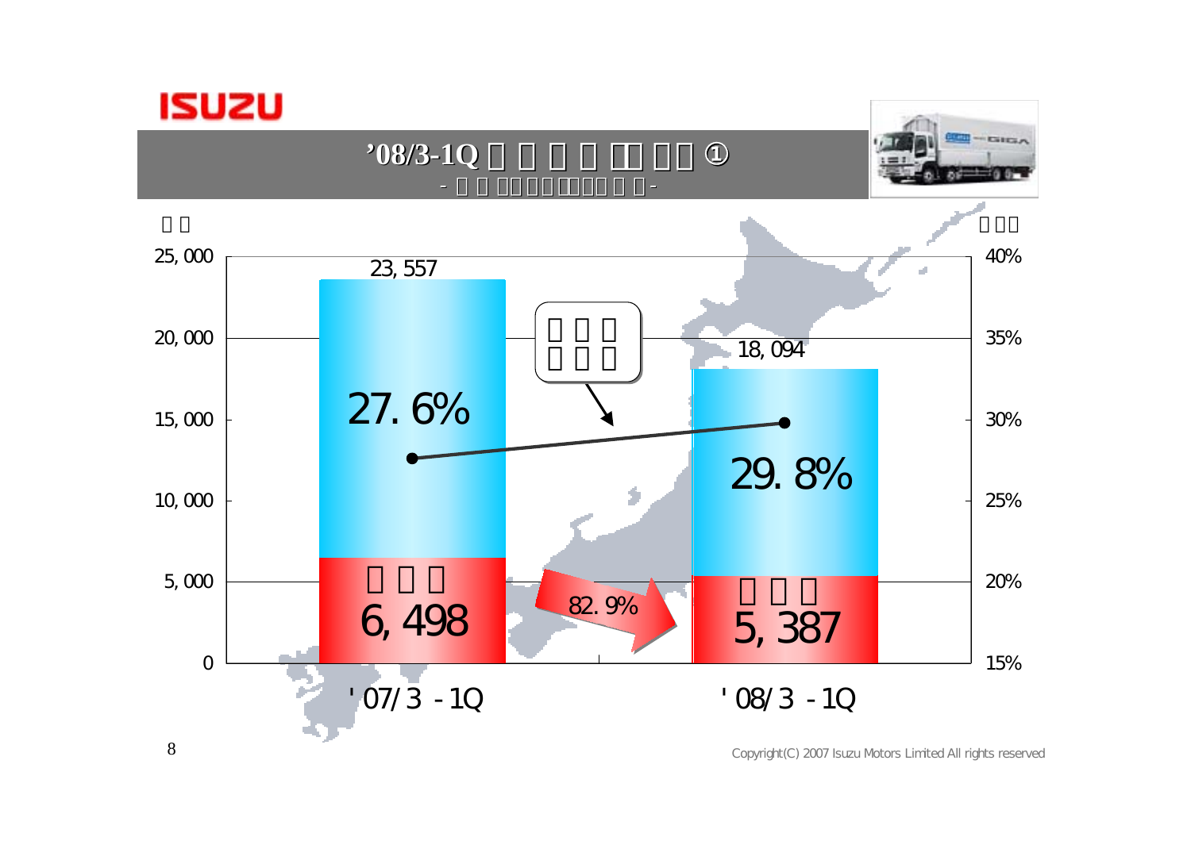# '08/3-1Q □□□□□□□□ ①

- □□□□□□□□□□□ -

□□ / □□□

| | '07/3 -1Q | '08/3 -1Q |
|---|---|---|
| Total | 23,557 | 18,094 |
| □□□ | 6,498 | 5,387 |
| □□□□□□ | 27.6% | 29.8% |

82.9%

Copyright(C) 2007 Isuzu Motors Limited All rights reserved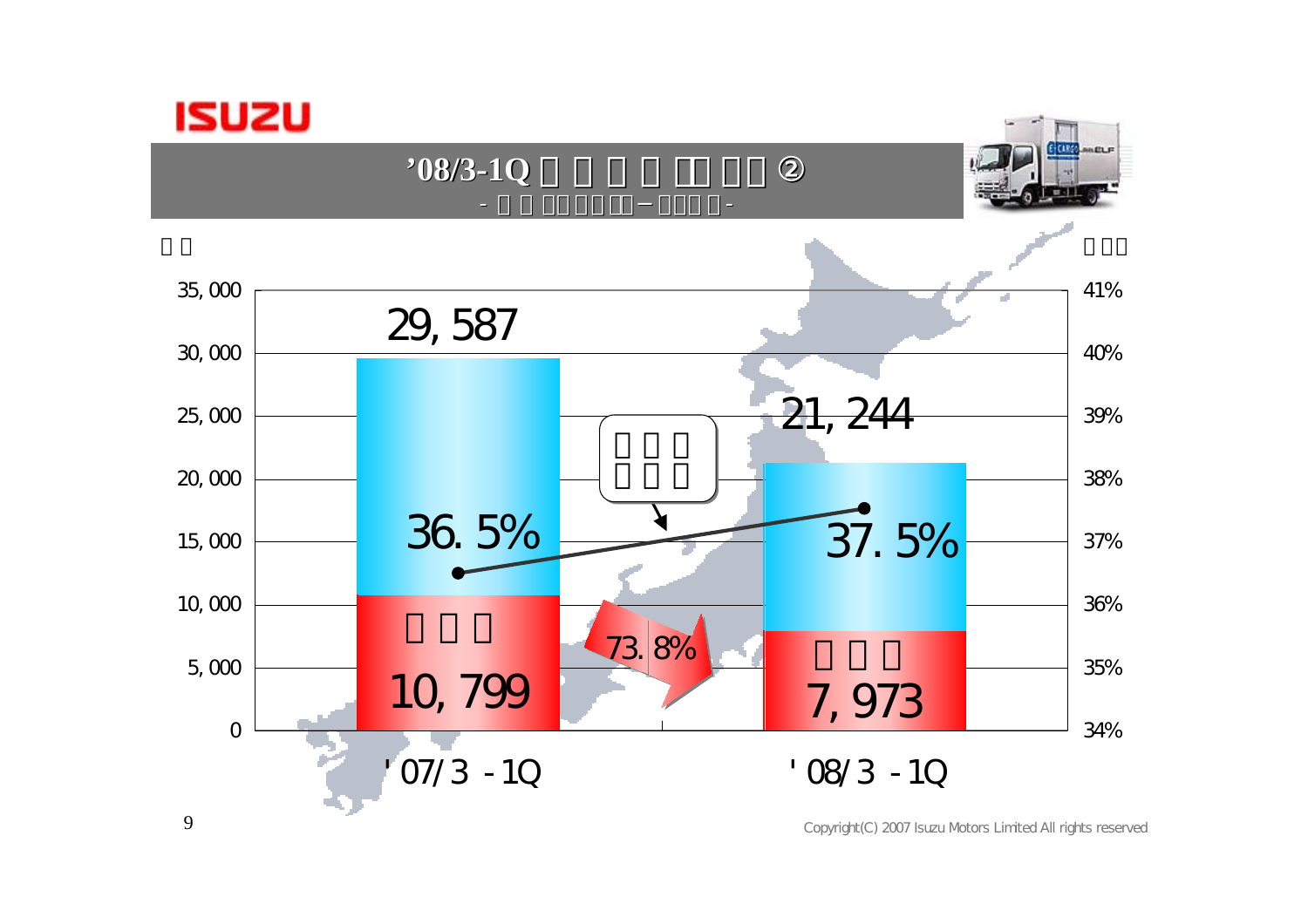## '08/3-1Q □□□□□□□ ②

- □□□□□□□ – □□□□ -

| | '07/3 -1Q | '08/3 -1Q |
|---|---|---|
| Total | 29,587 | 21,244 |
| □□□ | 10,799 | 7,973 |
| Share | 36.5% | 37.5% |

73.8%

Copyright(C) 2007 Isuzu Motors Limited All rights reserved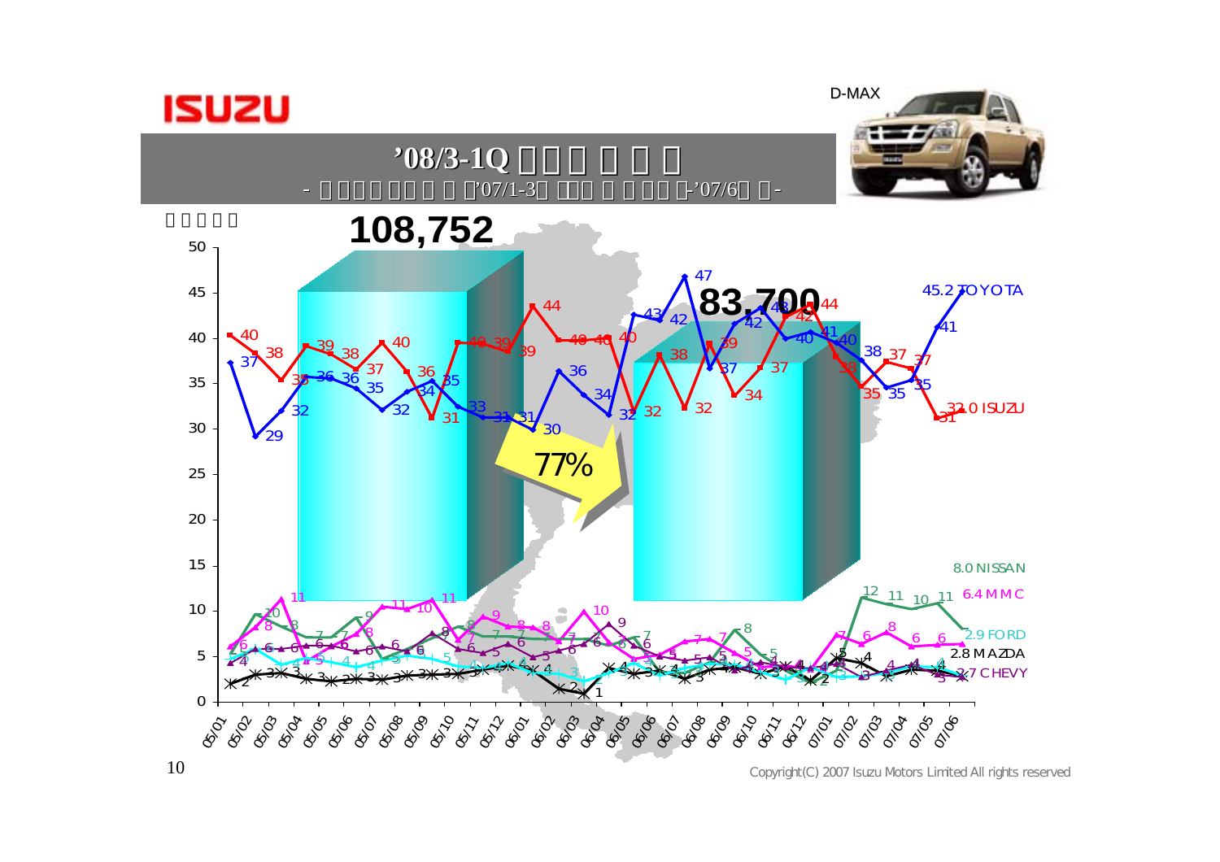ISUZU

D-MAX

# ’08/3-1Q

- ’07/1-3 -’07/6 -

**108,752**

**83,700**

77%

| Series | Latest value |
|---|---|
| TOYOTA | 45.2 |
| ISUZU | 32.0 |
| NISSAN | 8.0 |
| MMC | 6.4 |
| FORD | 2.9 |
| MAZDA | 2.8 |
| CHEVY | 2.7 |

05/01 05/02 05/03 05/04 05/05 05/06 05/07 05/08 05/09 05/10 05/11 05/12 06/01 06/02 06/03 06/04 06/05 06/06 06/07 06/08 06/09 06/10 06/11 06/12 07/01 07/02 07/03 07/04 07/05 07/06

Copyright(C) 2007 Isuzu Motors Limited All rights reserved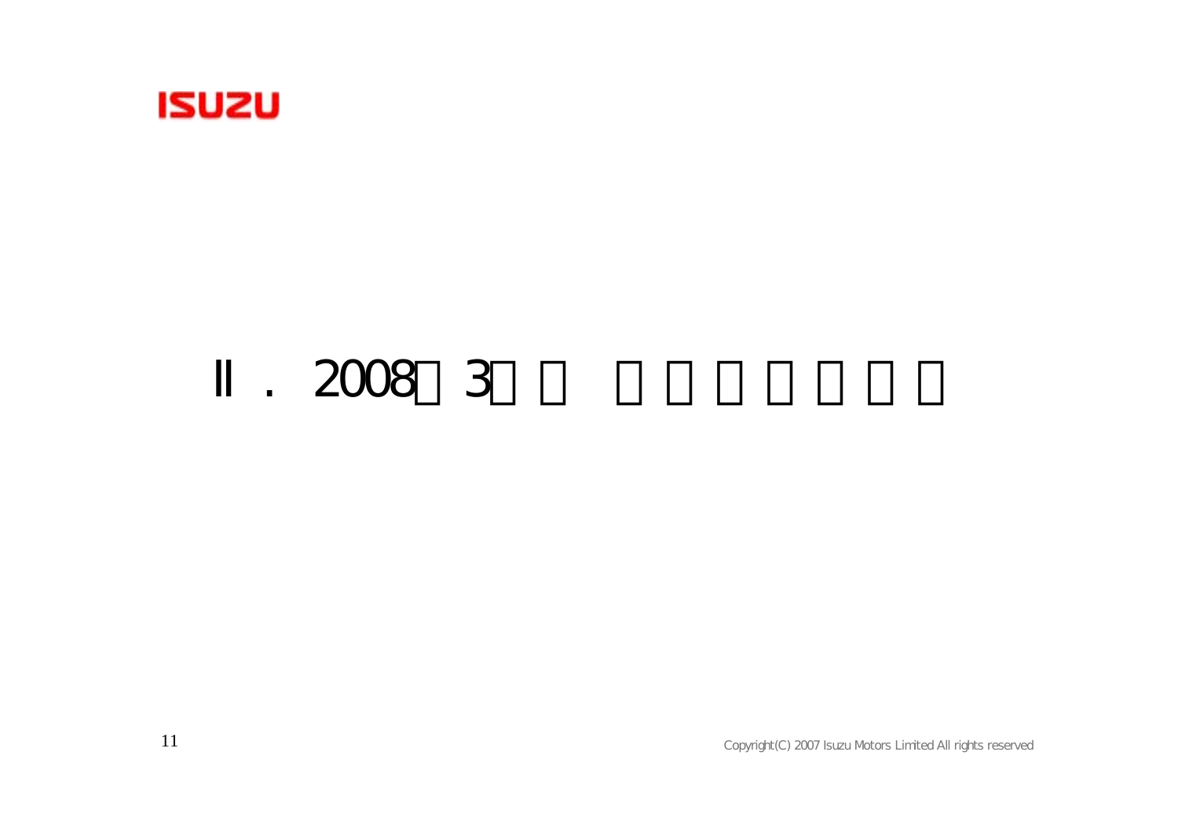# Ⅱ．2008□3□□ □□□□□□□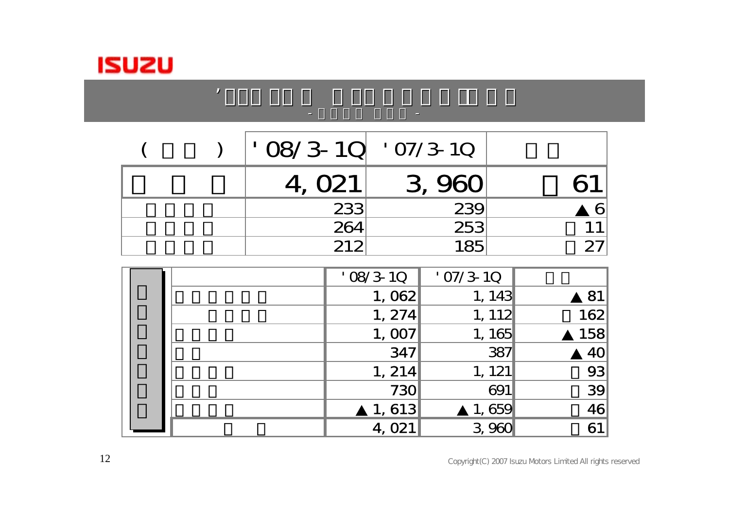## ’□□□ □□ □ □ □□ □ □ □ □ □□ □ □

- □ □ □ □ □ □ □ -

| ( □ □ ) | '08/3-1Q | '07/3-1Q | □ □ |
|---|---|---|---|
| □ □ □ | 4,021 | 3,960 | □ 61 |
| □ □ □ □ | 233 | 239 | ▲ 6 |
| □ □ □ □ | 264 | 253 | □ 11 |
| □ □ □ □ | 212 | 185 | □ 27 |

| □□□□□□□ | | '08/3-1Q | '07/3-1Q | □ □ |
|---|---|---|---|---|
| | □ □ □ □ □ □ | 1,062 | 1,143 | ▲ 81 |
| | □ □ □ □ | 1,274 | 1,112 | □ 162 |
| | □ □ □ □ | 1,007 | 1,165 | ▲ 158 |
| | □ □ | 347 | 387 | ▲ 40 |
| | □ □ □ □ | 1,214 | 1,121 | □ 93 |
| | □ □ □ | 730 | 691 | □ 39 |
| | □ □ □ □ | ▲ 1,613 | ▲ 1,659 | □ 46 |
| | □ □ | 4,021 | 3,960 | □ 61 |

Copyright(C) 2007 Isuzu Motors Limited All rights reserved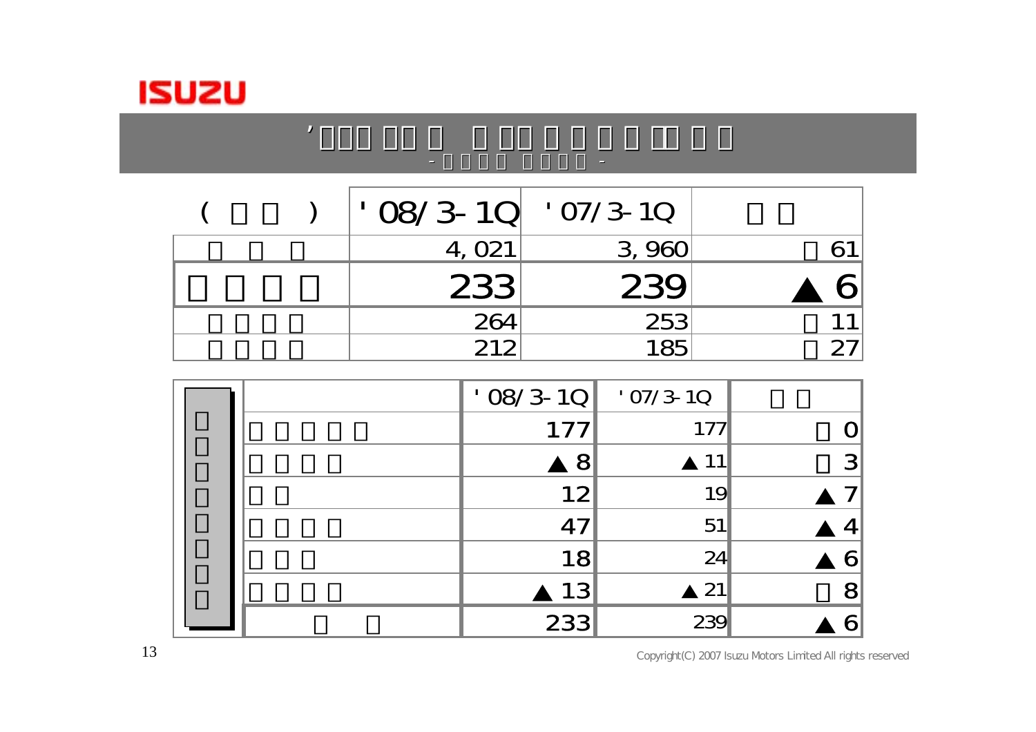| (□□) | '08/3-1Q | '07/3-1Q | □□ |
|---|---|---|---|
| □□□ | 4,021 | 3,960 | □61 |
| □□□□ | 233 | 239 | ▲6 |
| □□□□ | 264 | 253 | □11 |
| □□□□ | 212 | 185 | □27 |

| | | '08/3-1Q | '07/3-1Q | □□ |
|---|---|---|---|---|
| □□□□□□□□ | □□□□□ | 177 | 177 | □0 |
| | □□□□ | ▲8 | ▲11 | □3 |
| | □□ | 12 | 19 | ▲7 |
| | □□□□ | 47 | 51 | ▲4 |
| | □□□ | 18 | 24 | ▲6 |
| | □□□□ | ▲13 | ▲21 | □8 |
| | □□ | 233 | 239 | ▲6 |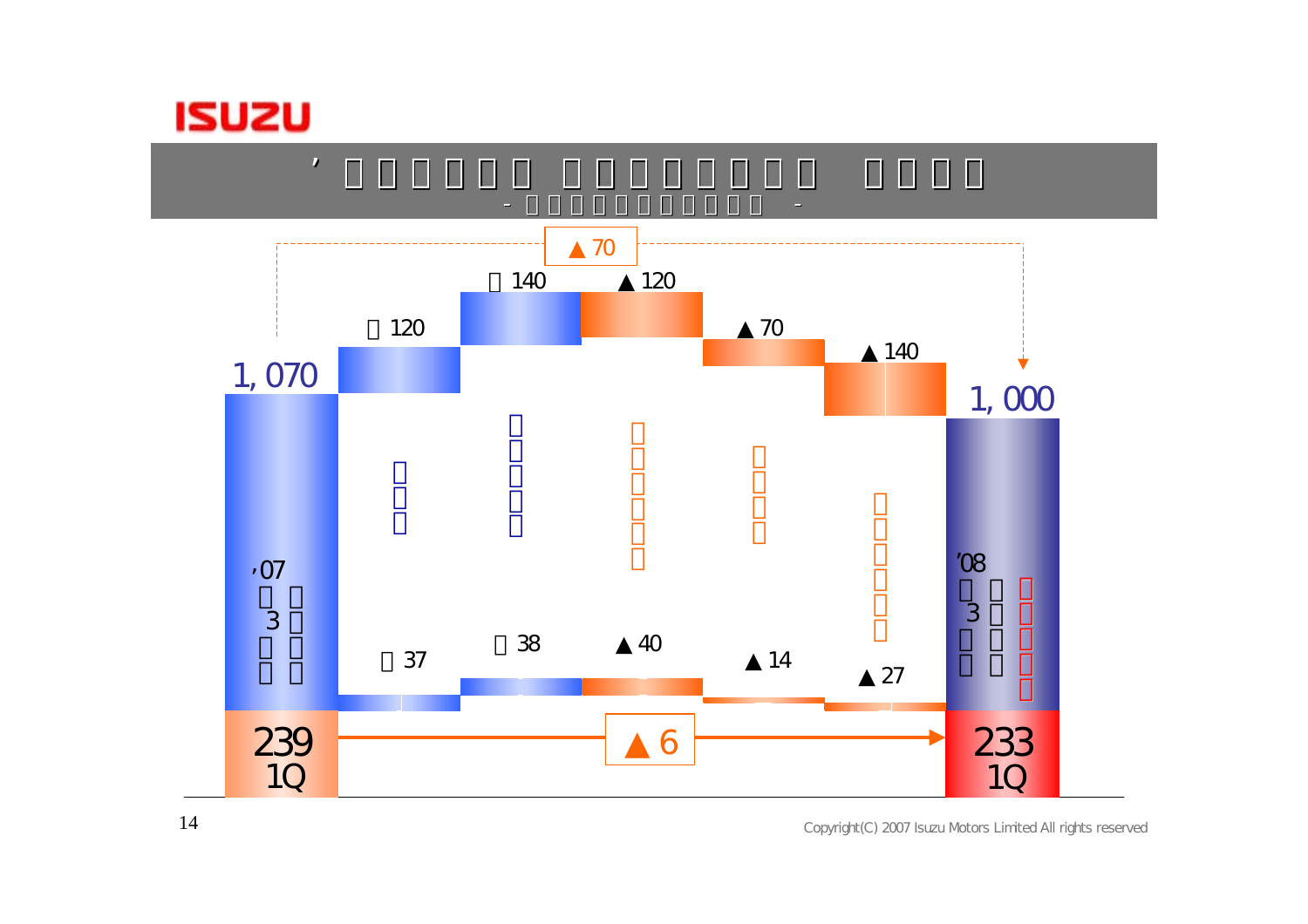ISUZU

# ’ □□□□□□ □□□□□□□□ □□□□

- □□□□□□□□□□□□ -

▲70

| '07 □□3□□□ | □ | □□□□□ | □□□□□□ | □□□□ | □□□□□□□ | '08 □3□□□□ □□□□□ |
|---|---|---|---|---|---|---|
| 1, 070 | □ 120 | □ 140 | ▲120 | ▲70 | ▲140 | 1, 000 |
| 239 1Q | □ 37 | □ 38 | ▲40 | ▲14 | ▲27 | 233 1Q |

▲6

Copyright(C) 2007 Isuzu Motors Limited All rights reserved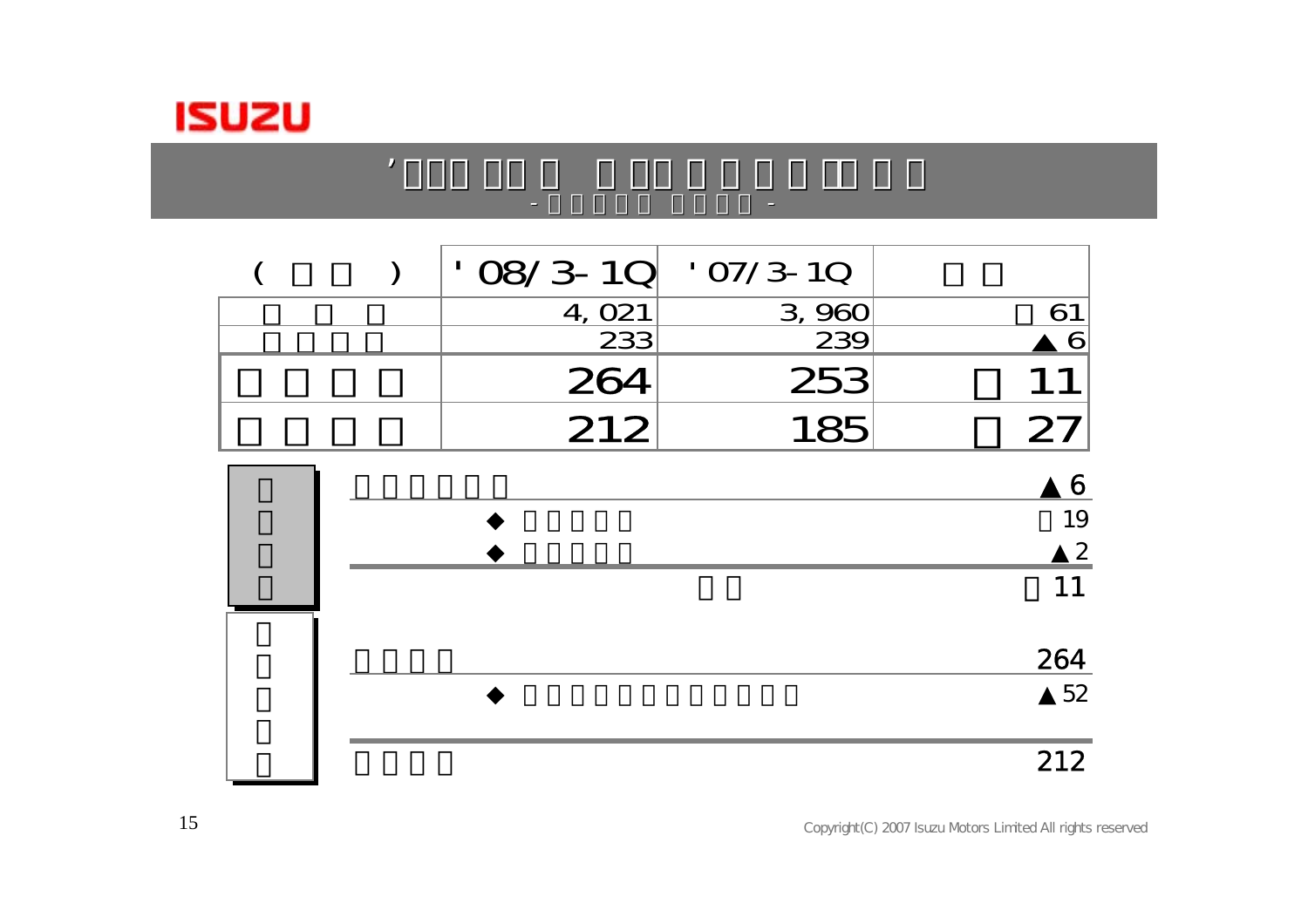# ’□□□ □□□ □ □□□ □ □ □ □ □□ □ □

- □□□□□ □□□□ -

| ( □□ ) | '08/3-1Q | '07/3-1Q | □□ |
|---|---|---|---|
| □□□ | 4,021 | 3,960 | □61 |
| □□□□ | 233 | 239 | ▲6 |
| □□□□ | 264 | 253 | □11 |
| □□□□ | 212 | 185 | □27 |

| □□□□ | | |
|---|---|---|
| □□□□□□ | | ▲6 |
| | ◆ □□□□□ | □19 |
| | ◆ □□□□□ | ▲2 |
| | □□ | □11 |

| □□□□□ | | |
|---|---|---|
| □□□□ | | 264 |
| | ◆ □□□□□□□□□□□□ | ▲52 |
| □□□□ | | 212 |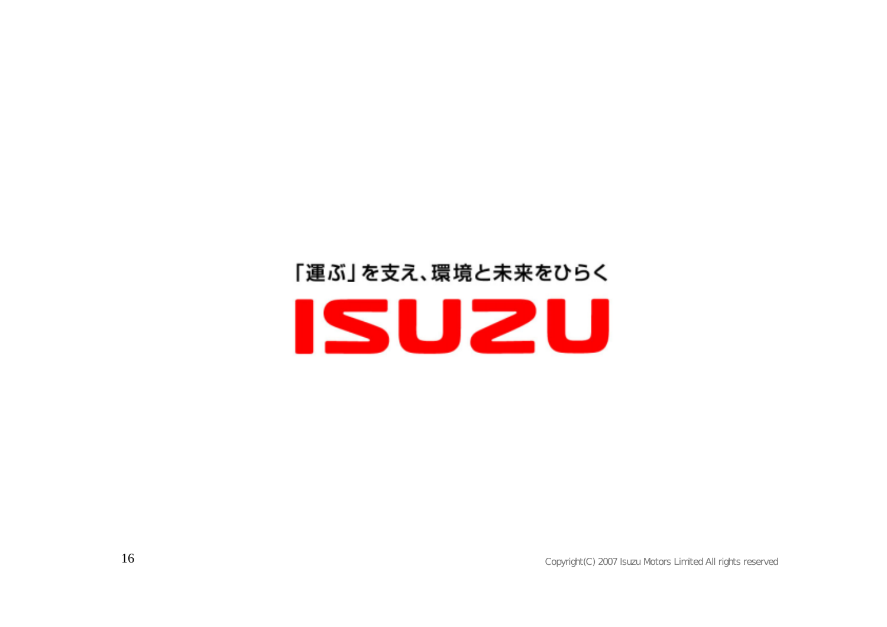「運ぶ」を支え、環境と未来をひらく

ISUZU

Copyright(C) 2007 Isuzu Motors Limited All rights reserved